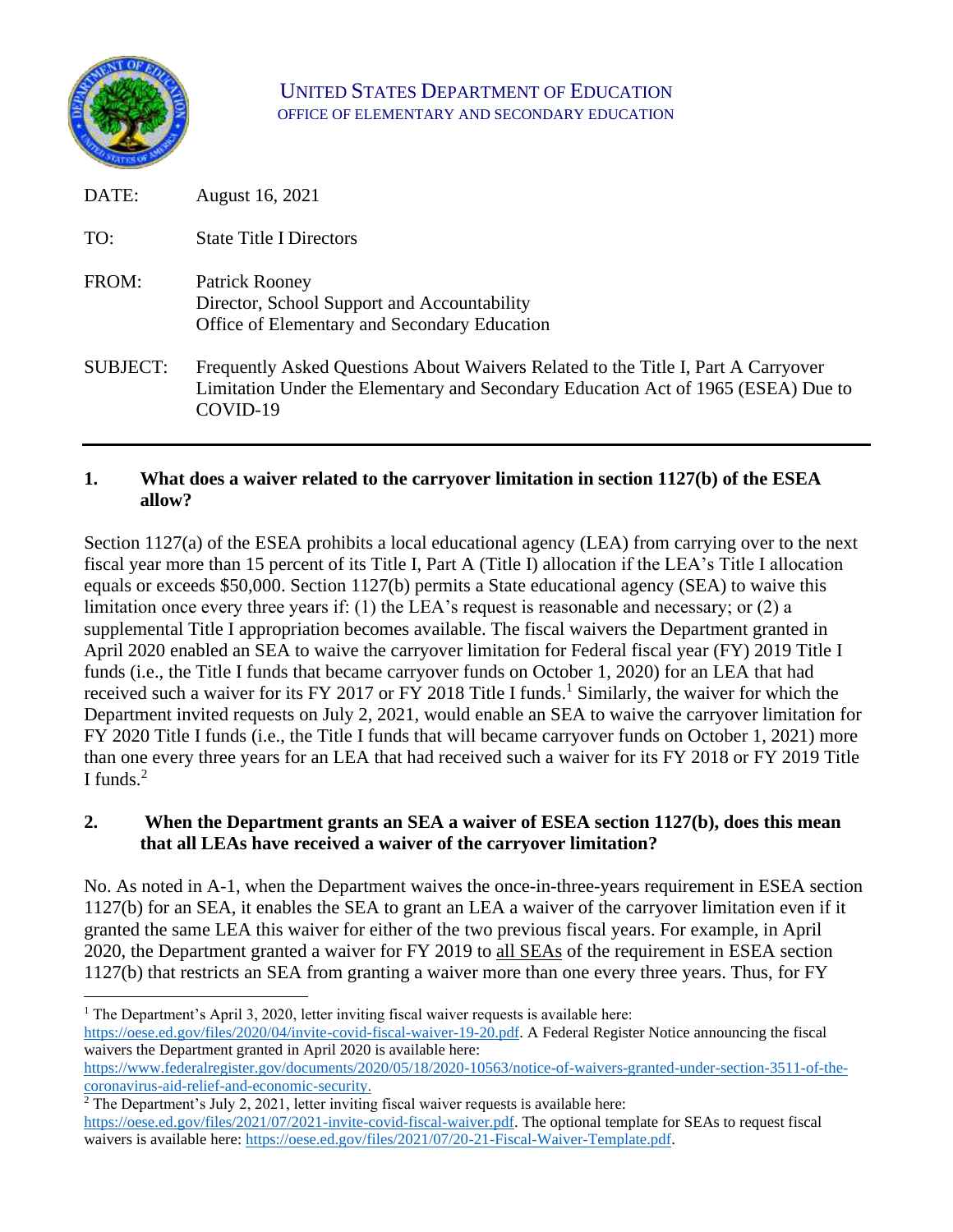UNITED STATES DEPARTMENT OF EDUCATION
OFFICE OF ELEMENTARY AND SECONDARY EDUCATION

| | |
|---|---|
| DATE: | August 16, 2021 |
| TO: | State Title I Directors |
| FROM: | Patrick Rooney<br>Director, School Support and Accountability<br>Office of Elementary and Secondary Education |
| SUBJECT: | Frequently Asked Questions About Waivers Related to the Title I, Part A Carryover Limitation Under the Elementary and Secondary Education Act of 1965 (ESEA) Due to COVID-19 |

---

**1. What does a waiver related to the carryover limitation in section 1127(b) of the ESEA allow?**

Section 1127(a) of the ESEA prohibits a local educational agency (LEA) from carrying over to the next fiscal year more than 15 percent of its Title I, Part A (Title I) allocation if the LEA's Title I allocation equals or exceeds $50,000. Section 1127(b) permits a State educational agency (SEA) to waive this limitation once every three years if: (1) the LEA's request is reasonable and necessary; or (2) a supplemental Title I appropriation becomes available. The fiscal waivers the Department granted in April 2020 enabled an SEA to waive the carryover limitation for Federal fiscal year (FY) 2019 Title I funds (i.e., the Title I funds that became carryover funds on October 1, 2020) for an LEA that had received such a waiver for its FY 2017 or FY 2018 Title I funds.[1] Similarly, the waiver for which the Department invited requests on July 2, 2021, would enable an SEA to waive the carryover limitation for FY 2020 Title I funds (i.e., the Title I funds that will became carryover funds on October 1, 2021) more than one every three years for an LEA that had received such a waiver for its FY 2018 or FY 2019 Title I funds.[2]

**2. When the Department grants an SEA a waiver of ESEA section 1127(b), does this mean that all LEAs have received a waiver of the carryover limitation?**

No. As noted in A-1, when the Department waives the once-in-three-years requirement in ESEA section 1127(b) for an SEA, it enables the SEA to grant an LEA a waiver of the carryover limitation even if it granted the same LEA this waiver for either of the two previous fiscal years. For example, in April 2020, the Department granted a waiver for FY 2019 to <u>all SEAs</u> of the requirement in ESEA section 1127(b) that restricts an SEA from granting a waiver more than one every three years. Thus, for FY

---

[1] The Department's April 3, 2020, letter inviting fiscal waiver requests is available here: https://oese.ed.gov/files/2020/04/invite-covid-fiscal-waiver-19-20.pdf. A Federal Register Notice announcing the fiscal waivers the Department granted in April 2020 is available here: https://www.federalregister.gov/documents/2020/05/18/2020-10563/notice-of-waivers-granted-under-section-3511-of-the-coronavirus-aid-relief-and-economic-security.

[2] The Department's July 2, 2021, letter inviting fiscal waiver requests is available here: https://oese.ed.gov/files/2021/07/2021-invite-covid-fiscal-waiver.pdf. The optional template for SEAs to request fiscal waivers is available here: https://oese.ed.gov/files/2021/07/20-21-Fiscal-Waiver-Template.pdf.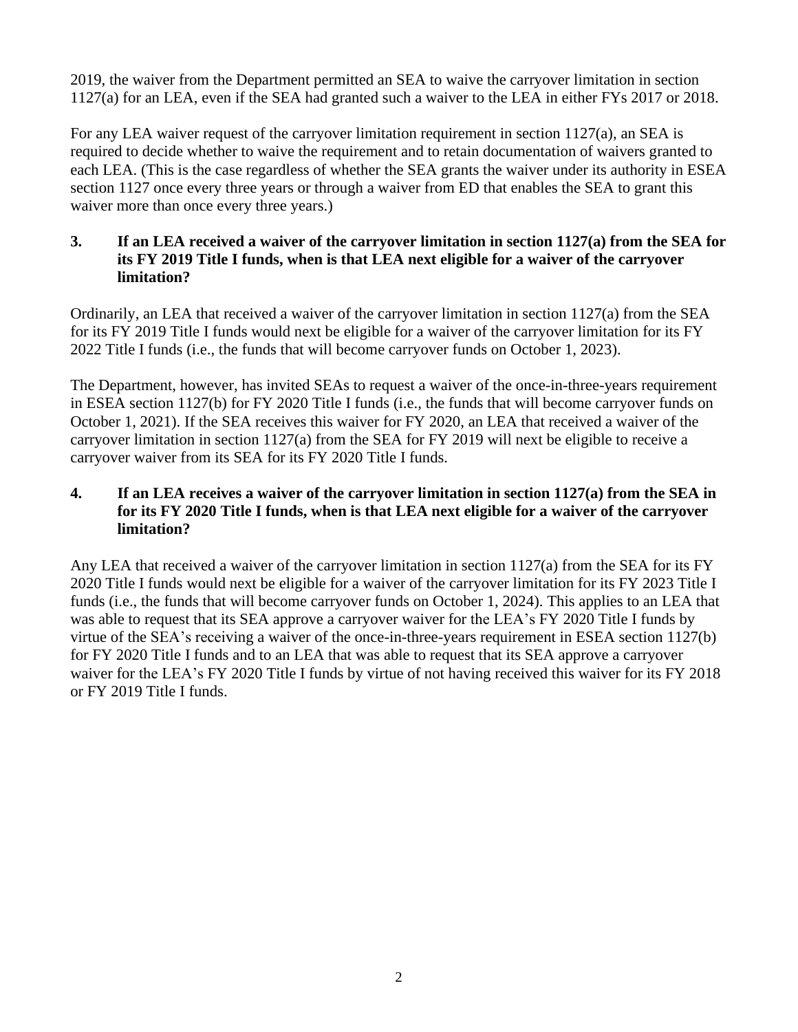2019, the waiver from the Department permitted an SEA to waive the carryover limitation in section 1127(a) for an LEA, even if the SEA had granted such a waiver to the LEA in either FYs 2017 or 2018.

For any LEA waiver request of the carryover limitation requirement in section 1127(a), an SEA is required to decide whether to waive the requirement and to retain documentation of waivers granted to each LEA. (This is the case regardless of whether the SEA grants the waiver under its authority in ESEA section 1127 once every three years or through a waiver from ED that enables the SEA to grant this waiver more than once every three years.)

### 3. If an LEA received a waiver of the carryover limitation in section 1127(a) from the SEA for its FY 2019 Title I funds, when is that LEA next eligible for a waiver of the carryover limitation?

Ordinarily, an LEA that received a waiver of the carryover limitation in section 1127(a) from the SEA for its FY 2019 Title I funds would next be eligible for a waiver of the carryover limitation for its FY 2022 Title I funds (i.e., the funds that will become carryover funds on October 1, 2023).

The Department, however, has invited SEAs to request a waiver of the once-in-three-years requirement in ESEA section 1127(b) for FY 2020 Title I funds (i.e., the funds that will become carryover funds on October 1, 2021). If the SEA receives this waiver for FY 2020, an LEA that received a waiver of the carryover limitation in section 1127(a) from the SEA for FY 2019 will next be eligible to receive a carryover waiver from its SEA for its FY 2020 Title I funds.

### 4. If an LEA receives a waiver of the carryover limitation in section 1127(a) from the SEA in for its FY 2020 Title I funds, when is that LEA next eligible for a waiver of the carryover limitation?

Any LEA that received a waiver of the carryover limitation in section 1127(a) from the SEA for its FY 2020 Title I funds would next be eligible for a waiver of the carryover limitation for its FY 2023 Title I funds (i.e., the funds that will become carryover funds on October 1, 2024). This applies to an LEA that was able to request that its SEA approve a carryover waiver for the LEA's FY 2020 Title I funds by virtue of the SEA's receiving a waiver of the once-in-three-years requirement in ESEA section 1127(b) for FY 2020 Title I funds and to an LEA that was able to request that its SEA approve a carryover waiver for the LEA's FY 2020 Title I funds by virtue of not having received this waiver for its FY 2018 or FY 2019 Title I funds.